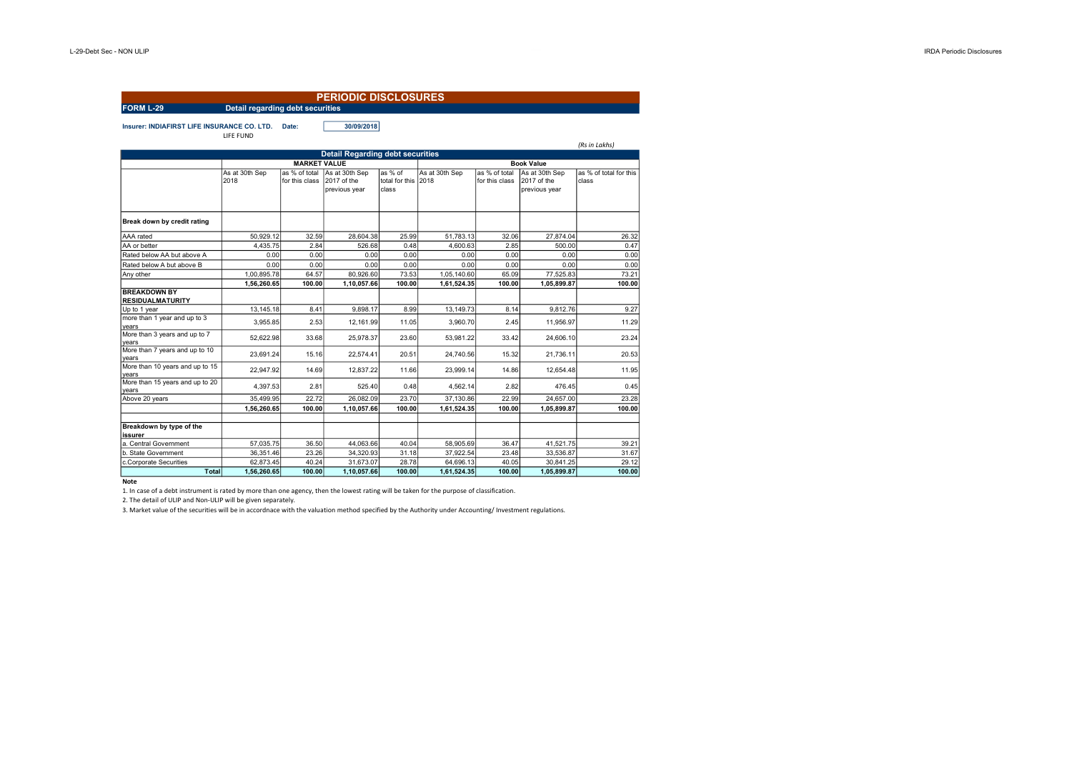# PERIODIC DISCLOSURES

**FORM L-29** **Detail regarding debt securities**

**Insurer: INDIAFIRST LIFE INSURANCE CO. LTD.** **Date:** 30/09/2018

LIFE FUND

*(Rs in Lakhs)*

| Detail Regarding debt securities | | | | | | | | |
|---|---|---|---|---|---|---|---|---|
| | MARKET VALUE | | | | Book Value | | | |
| | As at 30th Sep 2018 | as % of total for this class | As at 30th Sep 2017 of the previous year | as % of total for this class | As at 30th Sep 2018 | as % of total for this class | As at 30th Sep 2017 of the previous year | as % of total for this class |
| **Break down by credit rating** | | | | | | | | |
| AAA rated | 50,929.12 | 32.59 | 28,604.38 | 25.99 | 51,783.13 | 32.06 | 27,874.04 | 26.32 |
| AA or better | 4,435.75 | 2.84 | 526.68 | 0.48 | 4,600.63 | 2.85 | 500.00 | 0.47 |
| Rated below AA but above A | 0.00 | 0.00 | 0.00 | 0.00 | 0.00 | 0.00 | 0.00 | 0.00 |
| Rated below A but above B | 0.00 | 0.00 | 0.00 | 0.00 | 0.00 | 0.00 | 0.00 | 0.00 |
| Any other | 1,00,895.78 | 64.57 | 80,926.60 | 73.53 | 1,05,140.60 | 65.09 | 77,525.83 | 73.21 |
| | **1,56,260.65** | **100.00** | **1,10,057.66** | **100.00** | **1,61,524.35** | **100.00** | **1,05,899.87** | **100.00** |
| **BREAKDOWN BY RESIDUALMATURITY** | | | | | | | | |
| Up to 1 year | 13,145.18 | 8.41 | 9,898.17 | 8.99 | 13,149.73 | 8.14 | 9,812.76 | 9.27 |
| more than 1 year and up to 3 years | 3,955.85 | 2.53 | 12,161.99 | 11.05 | 3,960.70 | 2.45 | 11,956.97 | 11.29 |
| More than 3 years and up to 7 years | 52,622.98 | 33.68 | 25,978.37 | 23.60 | 53,981.22 | 33.42 | 24,606.10 | 23.24 |
| More than 7 years and up to 10 years | 23,691.24 | 15.16 | 22,574.41 | 20.51 | 24,740.56 | 15.32 | 21,736.11 | 20.53 |
| More than 10 years and up to 15 years | 22,947.92 | 14.69 | 12,837.22 | 11.66 | 23,999.14 | 14.86 | 12,654.48 | 11.95 |
| More than 15 years and up to 20 years | 4,397.53 | 2.81 | 525.40 | 0.48 | 4,562.14 | 2.82 | 476.45 | 0.45 |
| Above 20 years | 35,499.95 | 22.72 | 26,082.09 | 23.70 | 37,130.86 | 22.99 | 24,657.00 | 23.28 |
| | **1,56,260.65** | **100.00** | **1,10,057.66** | **100.00** | **1,61,524.35** | **100.00** | **1,05,899.87** | **100.00** |
| | | | | | | | | |
| **Breakdown by type of the issurer** | | | | | | | | |
| a. Central Government | 57,035.75 | 36.50 | 44,063.66 | 40.04 | 58,905.69 | 36.47 | 41,521.75 | 39.21 |
| b. State Government | 36,351.46 | 23.26 | 34,320.93 | 31.18 | 37,922.54 | 23.48 | 33,536.87 | 31.67 |
| c.Corporate Securities | 62,873.45 | 40.24 | 31,673.07 | 28.78 | 64,696.13 | 40.05 | 30,841.25 | 29.12 |
| **Total** | **1,56,260.65** | **100.00** | **1,10,057.66** | **100.00** | **1,61,524.35** | **100.00** | **1,05,899.87** | **100.00** |

**Note**

1. In case of a debt instrument is rated by more than one agency, then the lowest rating will be taken for the purpose of classification.
2. The detail of ULIP and Non-ULIP will be given separately.
3. Market value of the securities will be in accordnace with the valuation method specified by the Authority under Accounting/ Investment regulations.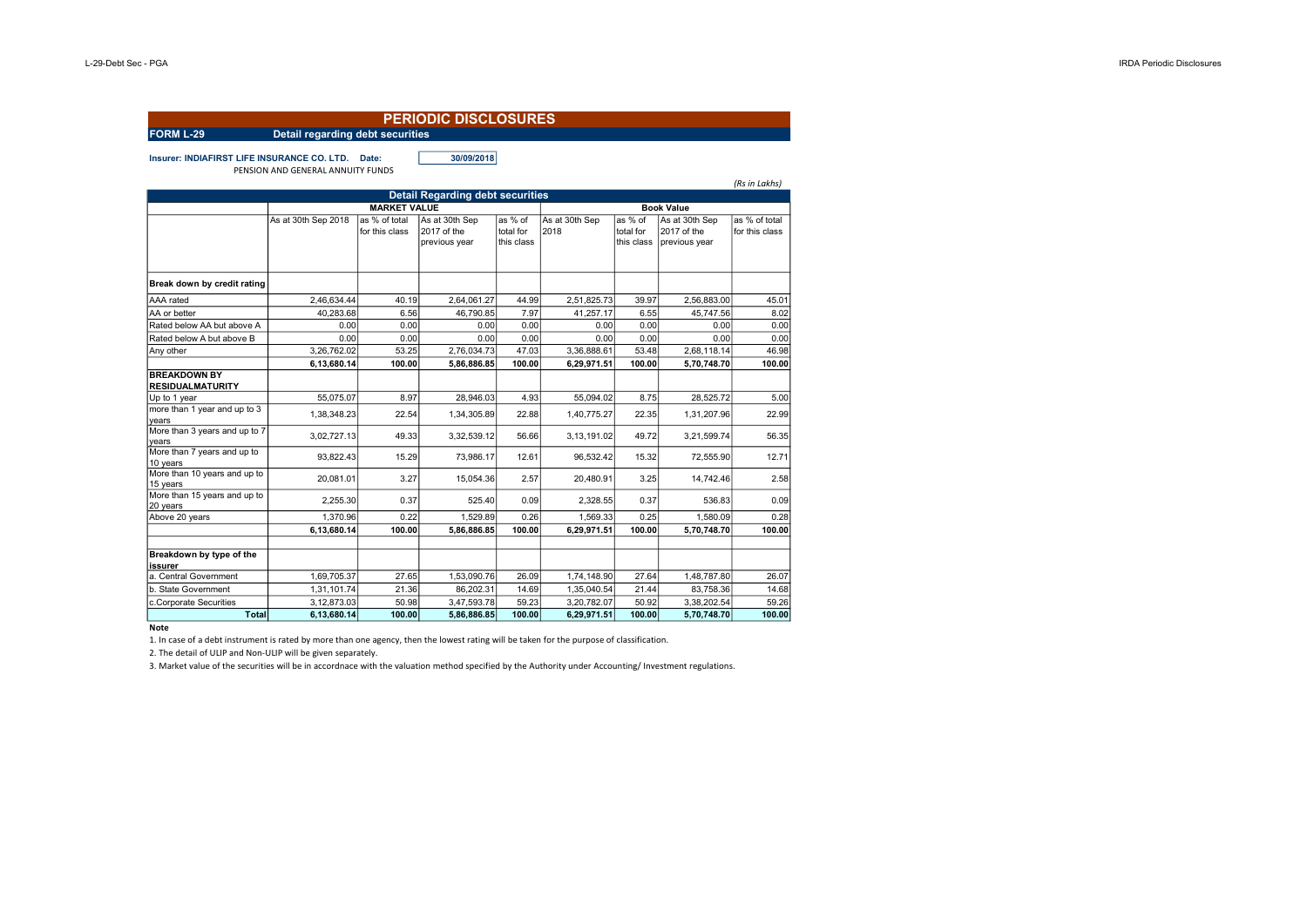# PERIODIC DISCLOSURES

**FORM L-29** **Detail regarding debt securities**

**Insurer: INDIAFIRST LIFE INSURANCE CO. LTD.** **Date:** **30/09/2018**

PENSION AND GENERAL ANNUITY FUNDS

*(Rs in Lakhs)*

| Detail Regarding debt securities | | | | | | | | |
|---|---|---|---|---|---|---|---|---|
| | MARKET VALUE | | | | Book Value | | | |
| | As at 30th Sep 2018 | as % of total for this class | As at 30th Sep 2017 of the previous year | as % of total for this class | As at 30th Sep 2018 | as % of total for this class | As at 30th Sep 2017 of the previous year | as % of total for this class |
| **Break down by credit rating** | | | | | | | | |
| AAA rated | 2,46,634.44 | 40.19 | 2,64,061.27 | 44.99 | 2,51,825.73 | 39.97 | 2,56,883.00 | 45.01 |
| AA or better | 40,283.68 | 6.56 | 46,790.85 | 7.97 | 41,257.17 | 6.55 | 45,747.56 | 8.02 |
| Rated below AA but above A | 0.00 | 0.00 | 0.00 | 0.00 | 0.00 | 0.00 | 0.00 | 0.00 |
| Rated below A but above B | 0.00 | 0.00 | 0.00 | 0.00 | 0.00 | 0.00 | 0.00 | 0.00 |
| Any other | 3,26,762.02 | 53.25 | 2,76,034.73 | 47.03 | 3,36,888.61 | 53.48 | 2,68,118.14 | 46.98 |
| | **6,13,680.14** | **100.00** | **5,86,886.85** | **100.00** | **6,29,971.51** | **100.00** | **5,70,748.70** | **100.00** |
| **BREAKDOWN BY RESIDUALMATURITY** | | | | | | | | |
| Up to 1 year | 55,075.07 | 8.97 | 28,946.03 | 4.93 | 55,094.02 | 8.75 | 28,525.72 | 5.00 |
| more than 1 year and up to 3 years | 1,38,348.23 | 22.54 | 1,34,305.89 | 22.88 | 1,40,775.27 | 22.35 | 1,31,207.96 | 22.99 |
| More than 3 years and up to 7 years | 3,02,727.13 | 49.33 | 3,32,539.12 | 56.66 | 3,13,191.02 | 49.72 | 3,21,599.74 | 56.35 |
| More than 7 years and up to 10 years | 93,822.43 | 15.29 | 73,986.17 | 12.61 | 96,532.42 | 15.32 | 72,555.90 | 12.71 |
| More than 10 years and up to 15 years | 20,081.01 | 3.27 | 15,054.36 | 2.57 | 20,480.91 | 3.25 | 14,742.46 | 2.58 |
| More than 15 years and up to 20 years | 2,255.30 | 0.37 | 525.40 | 0.09 | 2,328.55 | 0.37 | 536.83 | 0.09 |
| Above 20 years | 1,370.96 | 0.22 | 1,529.89 | 0.26 | 1,569.33 | 0.25 | 1,580.09 | 0.28 |
| | **6,13,680.14** | **100.00** | **5,86,886.85** | **100.00** | **6,29,971.51** | **100.00** | **5,70,748.70** | **100.00** |
| **Breakdown by type of the issurer** | | | | | | | | |
| a. Central Government | 1,69,705.37 | 27.65 | 1,53,090.76 | 26.09 | 1,74,148.90 | 27.64 | 1,48,787.80 | 26.07 |
| b. State Government | 1,31,101.74 | 21.36 | 86,202.31 | 14.69 | 1,35,040.54 | 21.44 | 83,758.36 | 14.68 |
| c.Corporate Securities | 3,12,873.03 | 50.98 | 3,47,593.78 | 59.23 | 3,20,782.07 | 50.92 | 3,38,202.54 | 59.26 |
| **Total** | **6,13,680.14** | **100.00** | **5,86,886.85** | **100.00** | **6,29,971.51** | **100.00** | **5,70,748.70** | **100.00** |

**Note**

1. In case of a debt instrument is rated by more than one agency, then the lowest rating will be taken for the purpose of classification.

2. The detail of ULIP and Non-ULIP will be given separately.

3. Market value of the securities will be in accordnace with the valuation method specified by the Authority under Accounting/ Investment regulations.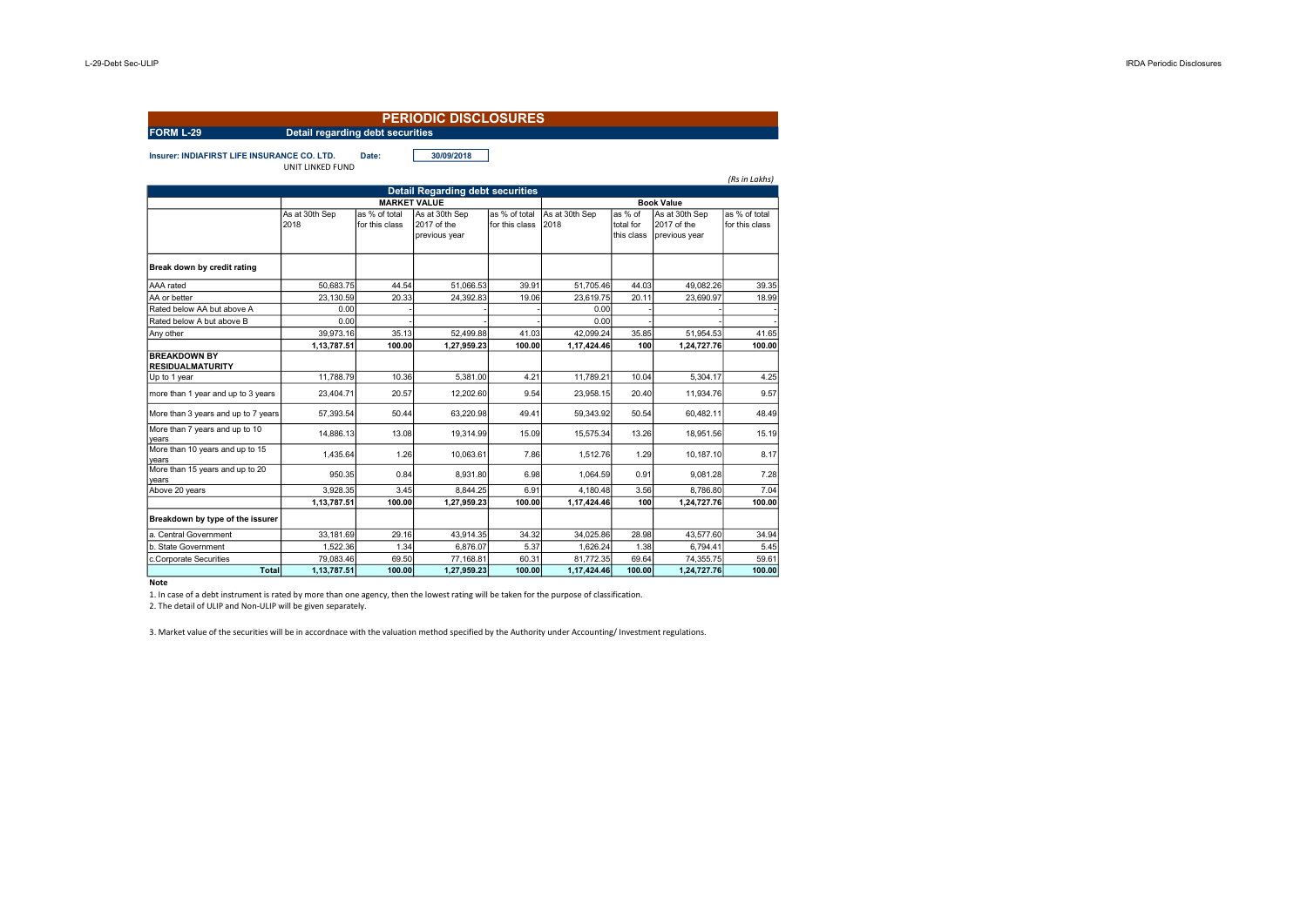# PERIODIC DISCLOSURES

**FORM L-29** **Detail regarding debt securities**

**Insurer: INDIAFIRST LIFE INSURANCE CO. LTD.** **Date:** **30/09/2018**

UNIT LINKED FUND

*(Rs in Lakhs)*

| Detail Regarding debt securities | MARKET VALUE | | | | Book Value | | | |
|---|---|---|---|---|---|---|---|---|
| | As at 30th Sep 2018 | as % of total for this class | As at 30th Sep 2017 of the previous year | as % of total for this class | As at 30th Sep 2018 | as % of total for this class | As at 30th Sep 2017 of the previous year | as % of total for this class |
| **Break down by credit rating** | | | | | | | | |
| AAA rated | 50,683.75 | 44.54 | 51,066.53 | 39.91 | 51,705.46 | 44.03 | 49,082.26 | 39.35 |
| AA or better | 23,130.59 | 20.33 | 24,392.83 | 19.06 | 23,619.75 | 20.11 | 23,690.97 | 18.99 |
| Rated below AA but above A | 0.00 | - | - | - | 0.00 | - | - | - |
| Rated below A but above B | 0.00 | - | - | - | 0.00 | - | - | - |
| Any other | 39,973.16 | 35.13 | 52,499.88 | 41.03 | 42,099.24 | 35.85 | 51,954.53 | 41.65 |
| | **1,13,787.51** | **100.00** | **1,27,959.23** | **100.00** | **1,17,424.46** | **100** | **1,24,727.76** | **100.00** |
| **BREAKDOWN BY RESIDUALMATURITY** | | | | | | | | |
| Up to 1 year | 11,788.79 | 10.36 | 5,381.00 | 4.21 | 11,789.21 | 10.04 | 5,304.17 | 4.25 |
| more than 1 year and up to 3 years | 23,404.71 | 20.57 | 12,202.60 | 9.54 | 23,958.15 | 20.40 | 11,934.76 | 9.57 |
| More than 3 years and up to 7 years | 57,393.54 | 50.44 | 63,220.98 | 49.41 | 59,343.92 | 50.54 | 60,482.11 | 48.49 |
| More than 7 years and up to 10 years | 14,886.13 | 13.08 | 19,314.99 | 15.09 | 15,575.34 | 13.26 | 18,951.56 | 15.19 |
| More than 10 years and up to 15 years | 1,435.64 | 1.26 | 10,063.61 | 7.86 | 1,512.76 | 1.29 | 10,187.10 | 8.17 |
| More than 15 years and up to 20 years | 950.35 | 0.84 | 8,931.80 | 6.98 | 1,064.59 | 0.91 | 9,081.28 | 7.28 |
| Above 20 years | 3,928.35 | 3.45 | 8,844.25 | 6.91 | 4,180.48 | 3.56 | 8,786.80 | 7.04 |
| | **1,13,787.51** | **100.00** | **1,27,959.23** | **100.00** | **1,17,424.46** | **100** | **1,24,727.76** | **100.00** |
| **Breakdown by type of the issuer** | | | | | | | | |
| a. Central Government | 33,181.69 | 29.16 | 43,914.35 | 34.32 | 34,025.86 | 28.98 | 43,577.60 | 34.94 |
| b. State Government | 1,522.36 | 1.34 | 6,876.07 | 5.37 | 1,626.24 | 1.38 | 6,794.41 | 5.45 |
| c.Corporate Securities | 79,083.46 | 69.50 | 77,168.81 | 60.31 | 81,772.35 | 69.64 | 74,355.75 | 59.61 |
| **Total** | **1,13,787.51** | **100.00** | **1,27,959.23** | **100.00** | **1,17,424.46** | **100.00** | **1,24,727.76** | **100.00** |

**Note**

1. In case of a debt instrument is rated by more than one agency, then the lowest rating will be taken for the purpose of classification.
2. The detail of ULIP and Non-ULIP will be given separately.
3. Market value of the securities will be in accordnace with the valuation method specified by the Authority under Accounting/ Investment regulations.